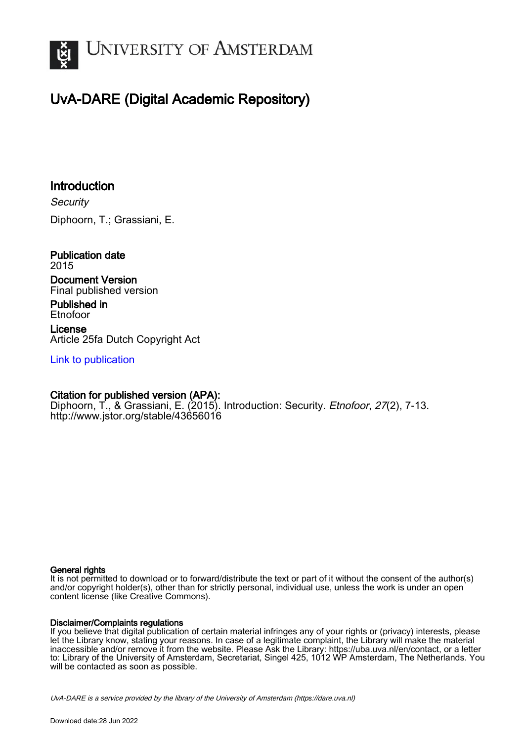# UNIVERSITY OF AMSTERDAM

## UvA-DARE (Digital Academic Repository)

### Introduction

*Security*

Diphoorn, T.; Grassiani, E.

**Publication date**
2015

**Document Version**
Final published version

**Published in**
Etnofoor

**License**
Article 25fa Dutch Copyright Act

[Link to publication](#)

**Citation for published version (APA):**
Diphoorn, T., & Grassiani, E. (2015). Introduction: Security. *Etnofoor*, *27*(2), 7-13. http://www.jstor.org/stable/43656016

**General rights**
It is not permitted to download or to forward/distribute the text or part of it without the consent of the author(s) and/or copyright holder(s), other than for strictly personal, individual use, unless the work is under an open content license (like Creative Commons).

**Disclaimer/Complaints regulations**
If you believe that digital publication of certain material infringes any of your rights or (privacy) interests, please let the Library know, stating your reasons. In case of a legitimate complaint, the Library will make the material inaccessible and/or remove it from the website. Please Ask the Library: https://uba.uva.nl/en/contact, or a letter to: Library of the University of Amsterdam, Secretariat, Singel 425, 1012 WP Amsterdam, The Netherlands. You will be contacted as soon as possible.

*UvA-DARE is a service provided by the library of the University of Amsterdam (https://dare.uva.nl)*

Download date:28 Jun 2022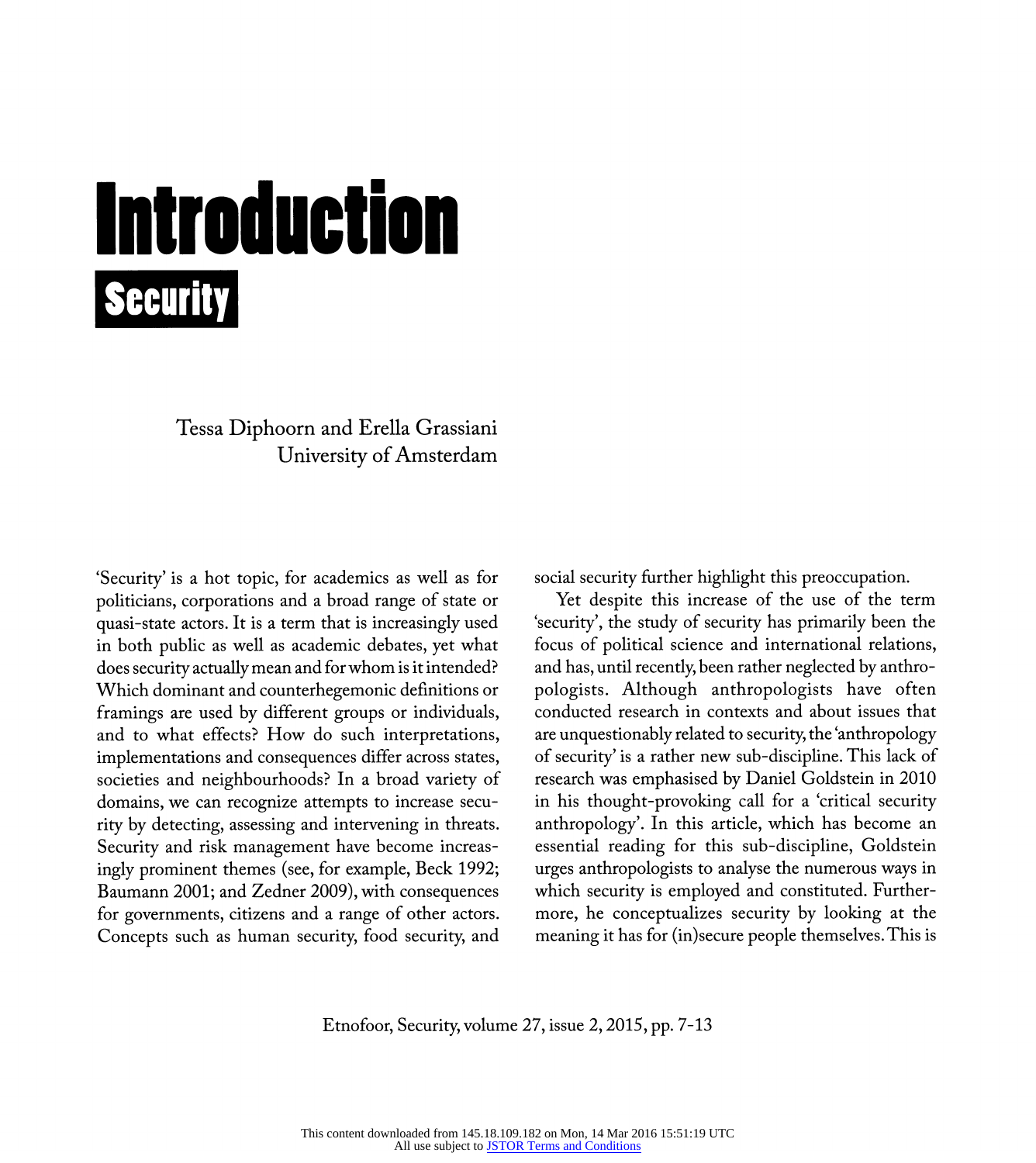# Introduction

## Security

Tessa Diphoorn and Erella Grassiani
University of Amsterdam

'Security' is a hot topic, for academics as well as for politicians, corporations and a broad range of state or quasi-state actors. It is a term that is increasingly used in both public as well as academic debates, yet what does security actually mean and for whom is it intended? Which dominant and counterhegemonic definitions or framings are used by different groups or individuals, and to what effects? How do such interpretations, implementations and consequences differ across states, societies and neighbourhoods? In a broad variety of domains, we can recognize attempts to increase security by detecting, assessing and intervening in threats. Security and risk management have become increasingly prominent themes (see, for example, Beck 1992; Baumann 2001; and Zedner 2009), with consequences for governments, citizens and a range of other actors. Concepts such as human security, food security, and social security further highlight this preoccupation.

Yet despite this increase of the use of the term 'security', the study of security has primarily been the focus of political science and international relations, and has, until recently, been rather neglected by anthropologists. Although anthropologists have often conducted research in contexts and about issues that are unquestionably related to security, the 'anthropology of security' is a rather new sub-discipline. This lack of research was emphasised by Daniel Goldstein in 2010 in his thought-provoking call for a 'critical security anthropology'. In this article, which has become an essential reading for this sub-discipline, Goldstein urges anthropologists to analyse the numerous ways in which security is employed and constituted. Furthermore, he conceptualizes security by looking at the meaning it has for (in)secure people themselves. This is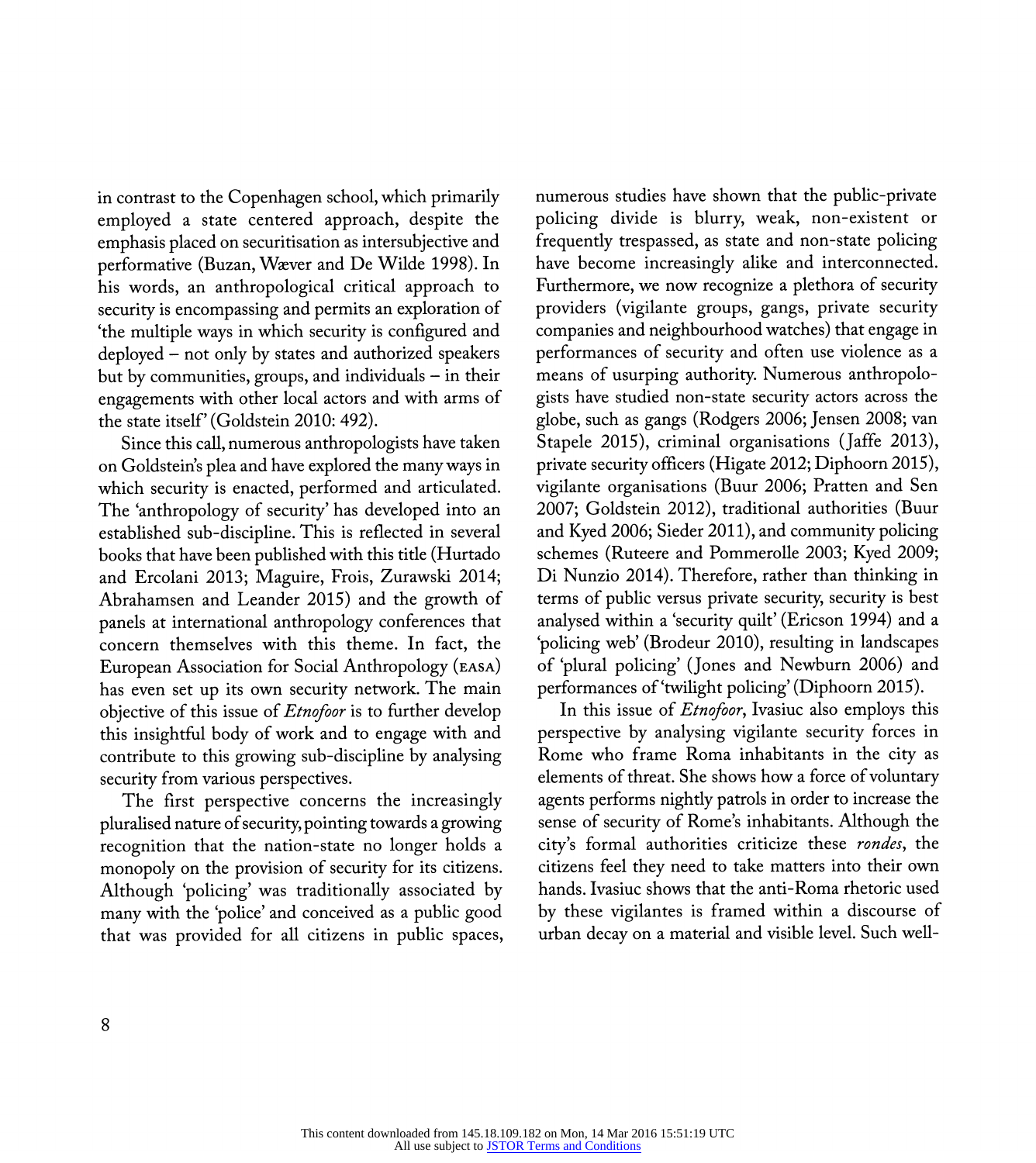in contrast to the Copenhagen school, which primarily employed a state centered approach, despite the emphasis placed on securitisation as intersubjective and performative (Buzan, Wæver and De Wilde 1998). In his words, an anthropological critical approach to security is encompassing and permits an exploration of 'the multiple ways in which security is configured and deployed – not only by states and authorized speakers but by communities, groups, and individuals – in their engagements with other local actors and with arms of the state itself' (Goldstein 2010: 492).

Since this call, numerous anthropologists have taken on Goldstein's plea and have explored the many ways in which security is enacted, performed and articulated. The 'anthropology of security' has developed into an established sub-discipline. This is reflected in several books that have been published with this title (Hurtado and Ercolani 2013; Maguire, Frois, Zurawski 2014; Abrahamsen and Leander 2015) and the growth of panels at international anthropology conferences that concern themselves with this theme. In fact, the European Association for Social Anthropology (EASA) has even set up its own security network. The main objective of this issue of *Etnofoor* is to further develop this insightful body of work and to engage with and contribute to this growing sub-discipline by analysing security from various perspectives.

The first perspective concerns the increasingly pluralised nature of security, pointing towards a growing recognition that the nation-state no longer holds a monopoly on the provision of security for its citizens. Although 'policing' was traditionally associated by many with the 'police' and conceived as a public good that was provided for all citizens in public spaces, numerous studies have shown that the public-private policing divide is blurry, weak, non-existent or frequently trespassed, as state and non-state policing have become increasingly alike and interconnected. Furthermore, we now recognize a plethora of security providers (vigilante groups, gangs, private security companies and neighbourhood watches) that engage in performances of security and often use violence as a means of usurping authority. Numerous anthropologists have studied non-state security actors across the globe, such as gangs (Rodgers 2006; Jensen 2008; van Stapele 2015), criminal organisations (Jaffe 2013), private security officers (Higate 2012; Diphoorn 2015), vigilante organisations (Buur 2006; Pratten and Sen 2007; Goldstein 2012), traditional authorities (Buur and Kyed 2006; Sieder 2011), and community policing schemes (Ruteere and Pommerolle 2003; Kyed 2009; Di Nunzio 2014). Therefore, rather than thinking in terms of public versus private security, security is best analysed within a 'security quilt' (Ericson 1994) and a 'policing web' (Brodeur 2010), resulting in landscapes of 'plural policing' (Jones and Newburn 2006) and performances of 'twilight policing' (Diphoorn 2015).

In this issue of *Etnofoor*, Ivasiuc also employs this perspective by analysing vigilante security forces in Rome who frame Roma inhabitants in the city as elements of threat. She shows how a force of voluntary agents performs nightly patrols in order to increase the sense of security of Rome's inhabitants. Although the city's formal authorities criticize these *rondes*, the citizens feel they need to take matters into their own hands. Ivasiuc shows that the anti-Roma rhetoric used by these vigilantes is framed within a discourse of urban decay on a material and visible level. Such well-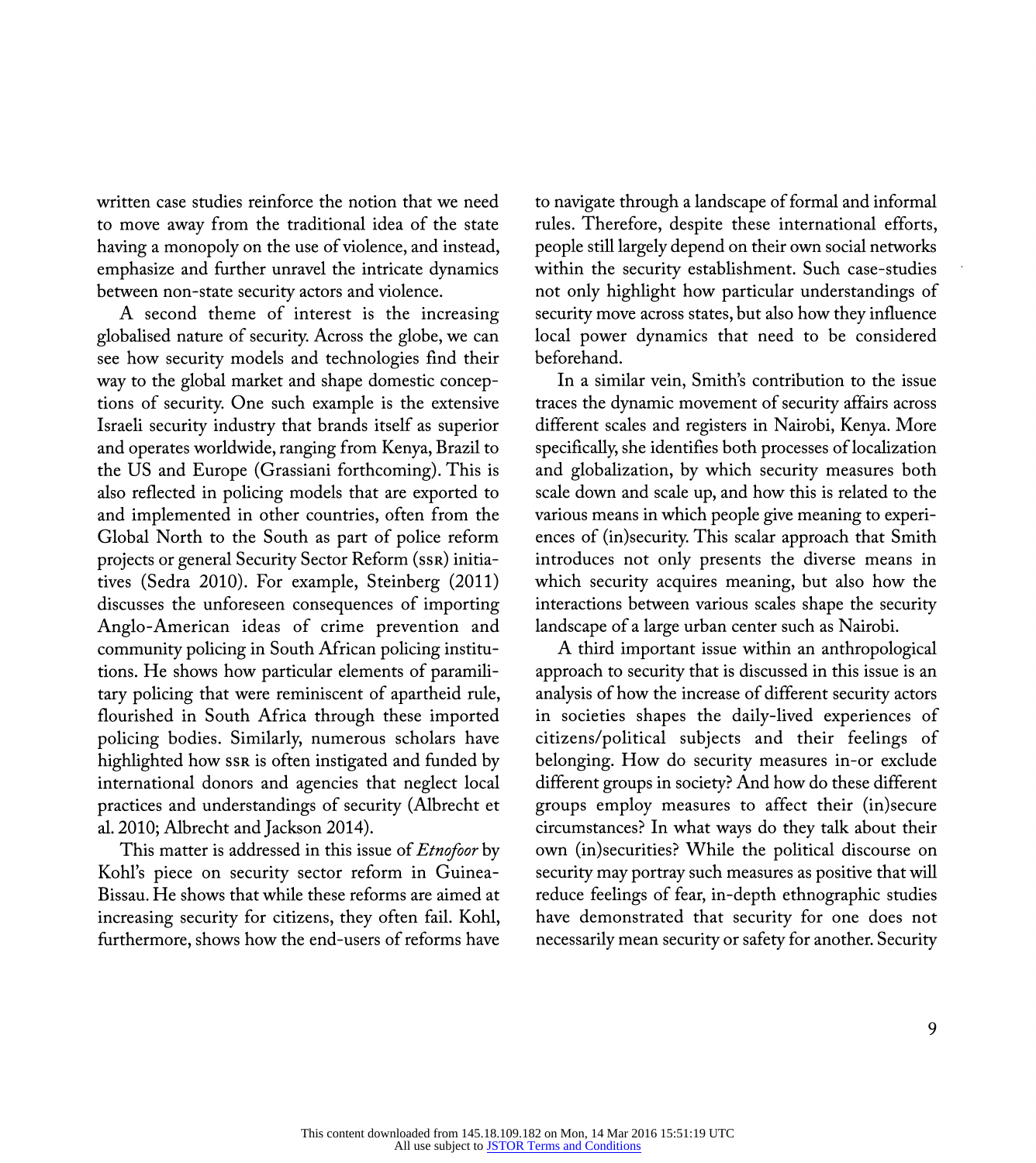written case studies reinforce the notion that we need to move away from the traditional idea of the state having a monopoly on the use of violence, and instead, emphasize and further unravel the intricate dynamics between non-state security actors and violence.

A second theme of interest is the increasing globalised nature of security. Across the globe, we can see how security models and technologies find their way to the global market and shape domestic conceptions of security. One such example is the extensive Israeli security industry that brands itself as superior and operates worldwide, ranging from Kenya, Brazil to the US and Europe (Grassiani forthcoming). This is also reflected in policing models that are exported to and implemented in other countries, often from the Global North to the South as part of police reform projects or general Security Sector Reform (SSR) initiatives (Sedra 2010). For example, Steinberg (2011) discusses the unforeseen consequences of importing Anglo-American ideas of crime prevention and community policing in South African policing institutions. He shows how particular elements of paramilitary policing that were reminiscent of apartheid rule, flourished in South Africa through these imported policing bodies. Similarly, numerous scholars have highlighted how SSR is often instigated and funded by international donors and agencies that neglect local practices and understandings of security (Albrecht et al. 2010; Albrecht and Jackson 2014).

This matter is addressed in this issue of *Etnofoor* by Kohl's piece on security sector reform in Guinea-Bissau. He shows that while these reforms are aimed at increasing security for citizens, they often fail. Kohl, furthermore, shows how the end-users of reforms have to navigate through a landscape of formal and informal rules. Therefore, despite these international efforts, people still largely depend on their own social networks within the security establishment. Such case-studies not only highlight how particular understandings of security move across states, but also how they influence local power dynamics that need to be considered beforehand.

In a similar vein, Smith's contribution to the issue traces the dynamic movement of security affairs across different scales and registers in Nairobi, Kenya. More specifically, she identifies both processes of localization and globalization, by which security measures both scale down and scale up, and how this is related to the various means in which people give meaning to experiences of (in)security. This scalar approach that Smith introduces not only presents the diverse means in which security acquires meaning, but also how the interactions between various scales shape the security landscape of a large urban center such as Nairobi.

A third important issue within an anthropological approach to security that is discussed in this issue is an analysis of how the increase of different security actors in societies shapes the daily-lived experiences of citizens/political subjects and their feelings of belonging. How do security measures in-or exclude different groups in society? And how do these different groups employ measures to affect their (in)secure circumstances? In what ways do they talk about their own (in)securities? While the political discourse on security may portray such measures as positive that will reduce feelings of fear, in-depth ethnographic studies have demonstrated that security for one does not necessarily mean security or safety for another. Security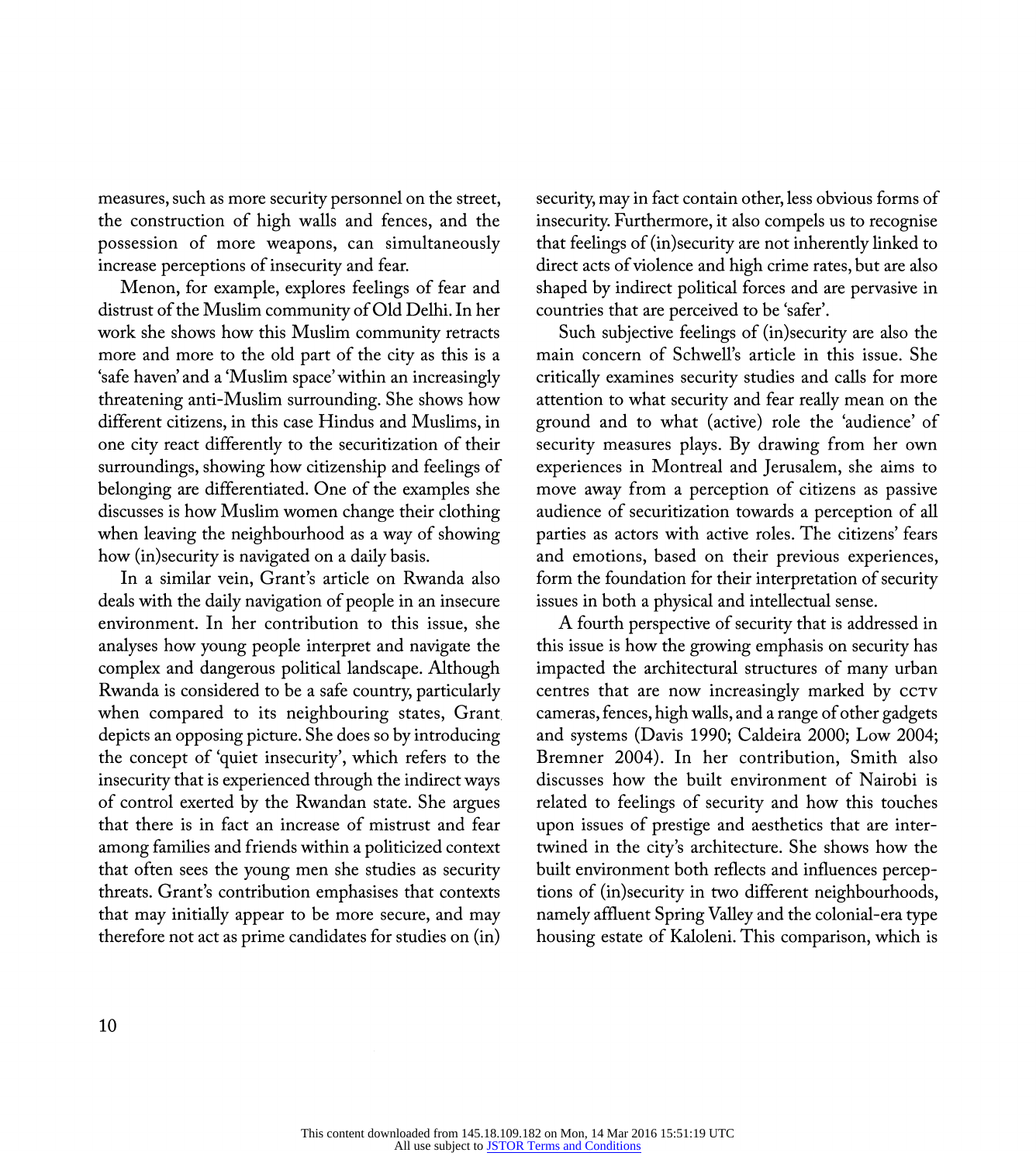measures, such as more security personnel on the street, the construction of high walls and fences, and the possession of more weapons, can simultaneously increase perceptions of insecurity and fear.

Menon, for example, explores feelings of fear and distrust of the Muslim community of Old Delhi. In her work she shows how this Muslim community retracts more and more to the old part of the city as this is a 'safe haven' and a 'Muslim space' within an increasingly threatening anti-Muslim surrounding. She shows how different citizens, in this case Hindus and Muslims, in one city react differently to the securitization of their surroundings, showing how citizenship and feelings of belonging are differentiated. One of the examples she discusses is how Muslim women change their clothing when leaving the neighbourhood as a way of showing how (in)security is navigated on a daily basis.

In a similar vein, Grant's article on Rwanda also deals with the daily navigation of people in an insecure environment. In her contribution to this issue, she analyses how young people interpret and navigate the complex and dangerous political landscape. Although Rwanda is considered to be a safe country, particularly when compared to its neighbouring states, Grant depicts an opposing picture. She does so by introducing the concept of 'quiet insecurity', which refers to the insecurity that is experienced through the indirect ways of control exerted by the Rwandan state. She argues that there is in fact an increase of mistrust and fear among families and friends within a politicized context that often sees the young men she studies as security threats. Grant's contribution emphasises that contexts that may initially appear to be more secure, and may therefore not act as prime candidates for studies on (in)security, may in fact contain other, less obvious forms of insecurity. Furthermore, it also compels us to recognise that feelings of (in)security are not inherently linked to direct acts of violence and high crime rates, but are also shaped by indirect political forces and are pervasive in countries that are perceived to be 'safer'.

Such subjective feelings of (in)security are also the main concern of Schwell's article in this issue. She critically examines security studies and calls for more attention to what security and fear really mean on the ground and to what (active) role the 'audience' of security measures plays. By drawing from her own experiences in Montreal and Jerusalem, she aims to move away from a perception of citizens as passive audience of securitization towards a perception of all parties as actors with active roles. The citizens' fears and emotions, based on their previous experiences, form the foundation for their interpretation of security issues in both a physical and intellectual sense.

A fourth perspective of security that is addressed in this issue is how the growing emphasis on security has impacted the architectural structures of many urban centres that are now increasingly marked by CCTV cameras, fences, high walls, and a range of other gadgets and systems (Davis 1990; Caldeira 2000; Low 2004; Bremner 2004). In her contribution, Smith also discusses how the built environment of Nairobi is related to feelings of security and how this touches upon issues of prestige and aesthetics that are intertwined in the city's architecture. She shows how the built environment both reflects and influences perceptions of (in)security in two different neighbourhoods, namely affluent Spring Valley and the colonial-era type housing estate of Kaloleni. This comparison, which is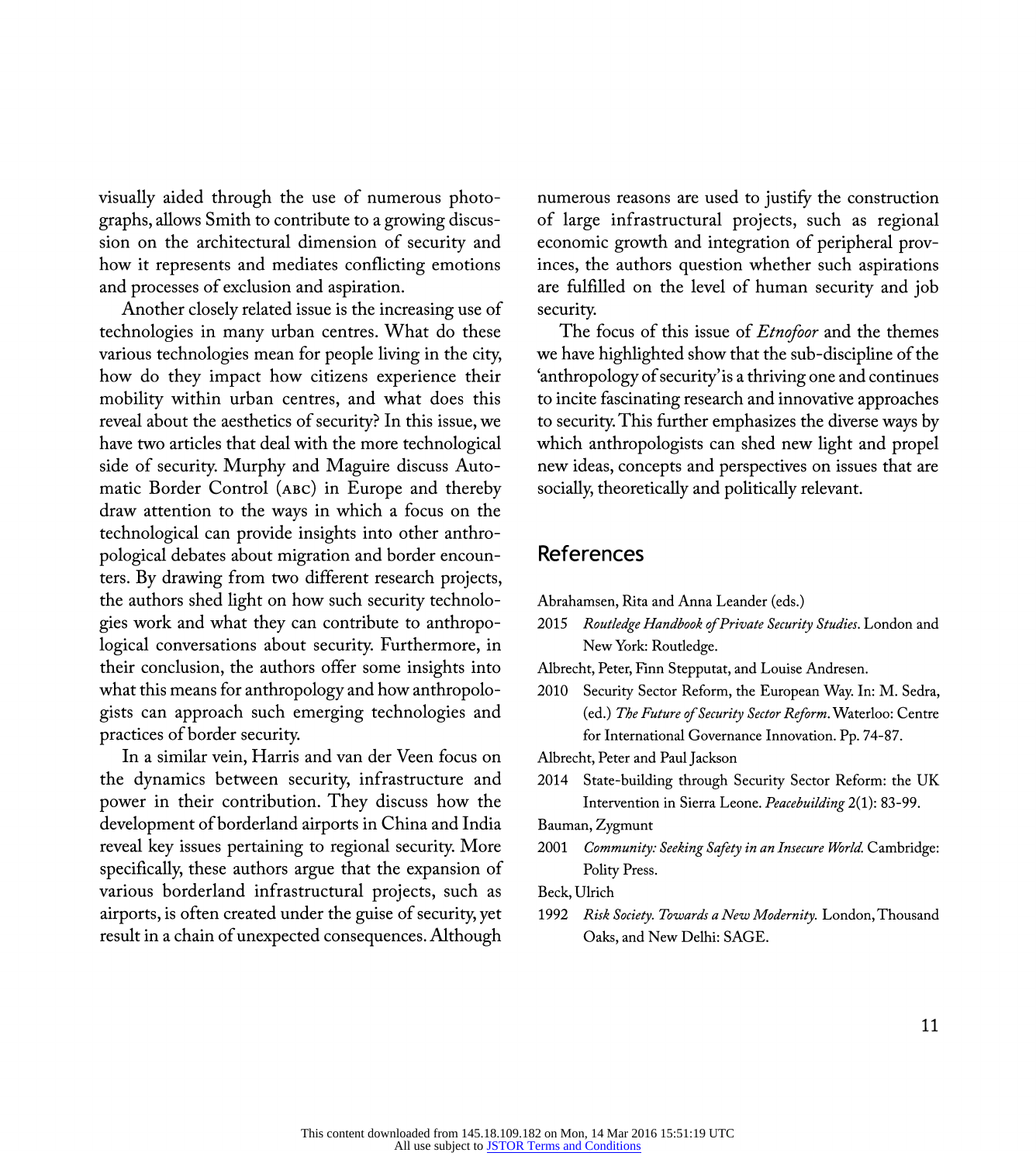visually aided through the use of numerous photographs, allows Smith to contribute to a growing discussion on the architectural dimension of security and how it represents and mediates conflicting emotions and processes of exclusion and aspiration.

Another closely related issue is the increasing use of technologies in many urban centres. What do these various technologies mean for people living in the city, how do they impact how citizens experience their mobility within urban centres, and what does this reveal about the aesthetics of security? In this issue, we have two articles that deal with the more technological side of security. Murphy and Maguire discuss Automatic Border Control (ABC) in Europe and thereby draw attention to the ways in which a focus on the technological can provide insights into other anthropological debates about migration and border encounters. By drawing from two different research projects, the authors shed light on how such security technologies work and what they can contribute to anthropological conversations about security. Furthermore, in their conclusion, the authors offer some insights into what this means for anthropology and how anthropologists can approach such emerging technologies and practices of border security.

In a similar vein, Harris and van der Veen focus on the dynamics between security, infrastructure and power in their contribution. They discuss how the development of borderland airports in China and India reveal key issues pertaining to regional security. More specifically, these authors argue that the expansion of various borderland infrastructural projects, such as airports, is often created under the guise of security, yet result in a chain of unexpected consequences. Although numerous reasons are used to justify the construction of large infrastructural projects, such as regional economic growth and integration of peripheral provinces, the authors question whether such aspirations are fulfilled on the level of human security and job security.

The focus of this issue of *Etnofoor* and the themes we have highlighted show that the sub-discipline of the 'anthropology of security' is a thriving one and continues to incite fascinating research and innovative approaches to security. This further emphasizes the diverse ways by which anthropologists can shed new light and propel new ideas, concepts and perspectives on issues that are socially, theoretically and politically relevant.

## References

Abrahamsen, Rita and Anna Leander (eds.)

2015 *Routledge Handbook of Private Security Studies*. London and New York: Routledge.

Albrecht, Peter, Finn Stepputat, and Louise Andresen.

2010 Security Sector Reform, the European Way. In: M. Sedra, (ed.) *The Future of Security Sector Reform*. Waterloo: Centre for International Governance Innovation. Pp. 74-87.

Albrecht, Peter and Paul Jackson

2014 State-building through Security Sector Reform: the UK Intervention in Sierra Leone. *Peacebuilding* 2(1): 83-99.

Bauman, Zygmunt

2001 *Community: Seeking Safety in an Insecure World.* Cambridge: Polity Press.

Beck, Ulrich

1992 *Risk Society. Towards a New Modernity.* London, Thousand Oaks, and New Delhi: SAGE.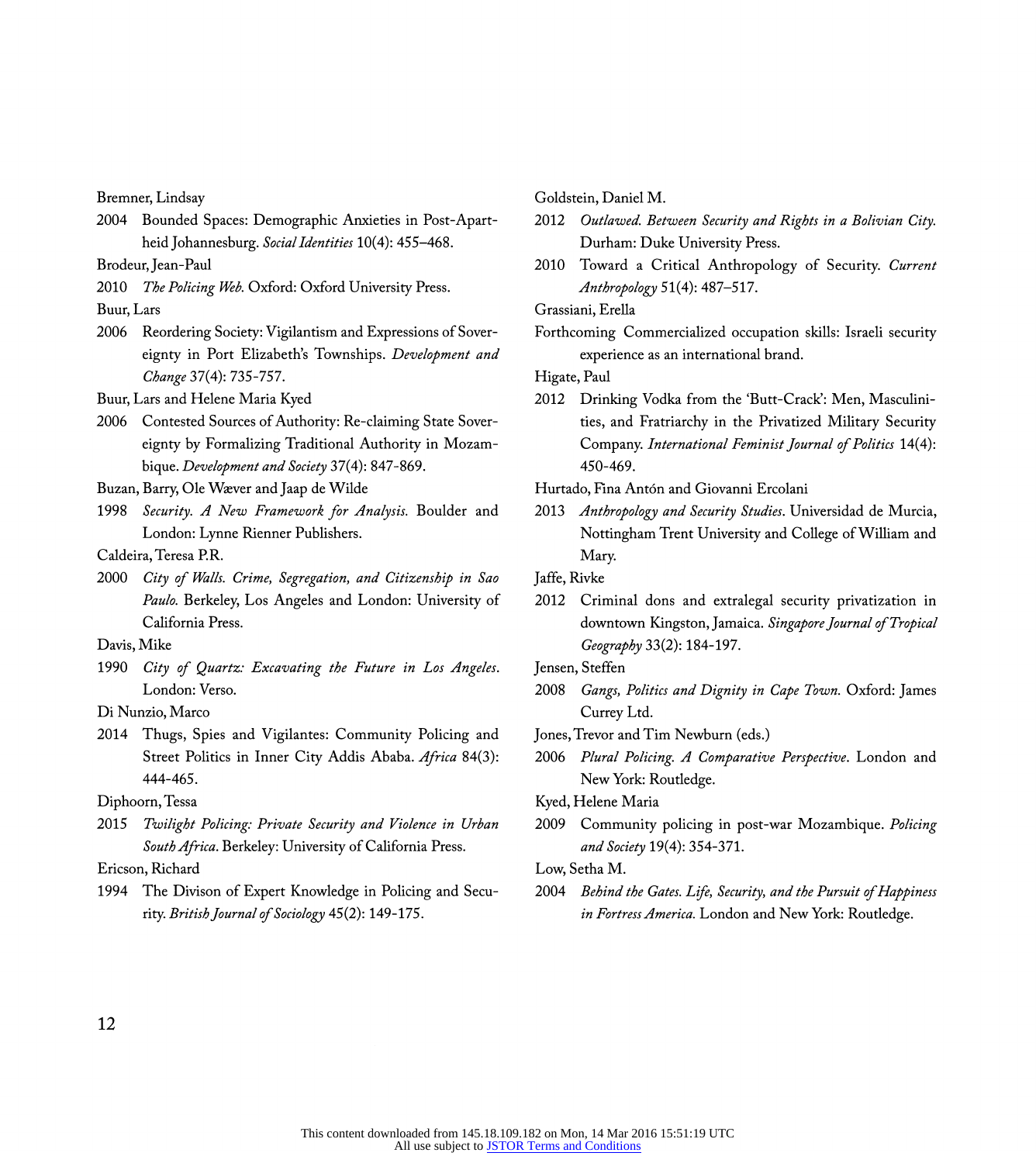Bremner, Lindsay

2004 Bounded Spaces: Demographic Anxieties in Post-Apartheid Johannesburg. *Social Identities* 10(4): 455–468.

Brodeur, Jean-Paul

2010 *The Policing Web.* Oxford: Oxford University Press.

Buur, Lars

2006 Reordering Society: Vigilantism and Expressions of Sovereignty in Port Elizabeth's Townships. *Development and Change* 37(4): 735-757.

Buur, Lars and Helene Maria Kyed

2006 Contested Sources of Authority: Re-claiming State Sovereignty by Formalizing Traditional Authority in Mozambique. *Development and Society* 37(4): 847-869.

Buzan, Barry, Ole Wæver and Jaap de Wilde

1998 *Security. A New Framework for Analysis.* Boulder and London: Lynne Rienner Publishers.

Caldeira, Teresa P.R.

2000 *City of Walls. Crime, Segregation, and Citizenship in Sao Paulo.* Berkeley, Los Angeles and London: University of California Press.

Davis, Mike

1990 *City of Quartz: Excavating the Future in Los Angeles.* London: Verso.

Di Nunzio, Marco

2014 Thugs, Spies and Vigilantes: Community Policing and Street Politics in Inner City Addis Ababa. *Africa* 84(3): 444-465.

Diphoorn, Tessa

2015 *Twilight Policing: Private Security and Violence in Urban South Africa.* Berkeley: University of California Press.

Ericson, Richard

1994 The Divison of Expert Knowledge in Policing and Security. *British Journal of Sociology* 45(2): 149-175.

Goldstein, Daniel M.

2012 *Outlawed. Between Security and Rights in a Bolivian City.* Durham: Duke University Press.

2010 Toward a Critical Anthropology of Security. *Current Anthropology* 51(4): 487–517.

Grassiani, Erella

Forthcoming Commercialized occupation skills: Israeli security experience as an international brand.

Higate, Paul

2012 Drinking Vodka from the 'Butt-Crack': Men, Masculinities, and Fratriarchy in the Privatized Military Security Company. *International Feminist Journal of Politics* 14(4): 450-469.

Hurtado, Fina Antón and Giovanni Ercolani

2013 *Anthropology and Security Studies*. Universidad de Murcia, Nottingham Trent University and College of William and Mary.

Jaffe, Rivke

2012 Criminal dons and extralegal security privatization in downtown Kingston, Jamaica. *Singapore Journal of Tropical Geography* 33(2): 184-197.

Jensen, Steffen

2008 *Gangs, Politics and Dignity in Cape Town.* Oxford: James Currey Ltd.

Jones, Trevor and Tim Newburn (eds.)

2006 *Plural Policing. A Comparative Perspective*. London and New York: Routledge.

Kyed, Helene Maria

2009 Community policing in post-war Mozambique. *Policing and Society* 19(4): 354-371.

Low, Setha M.

2004 *Behind the Gates. Life, Security, and the Pursuit of Happiness in Fortress America.* London and New York: Routledge.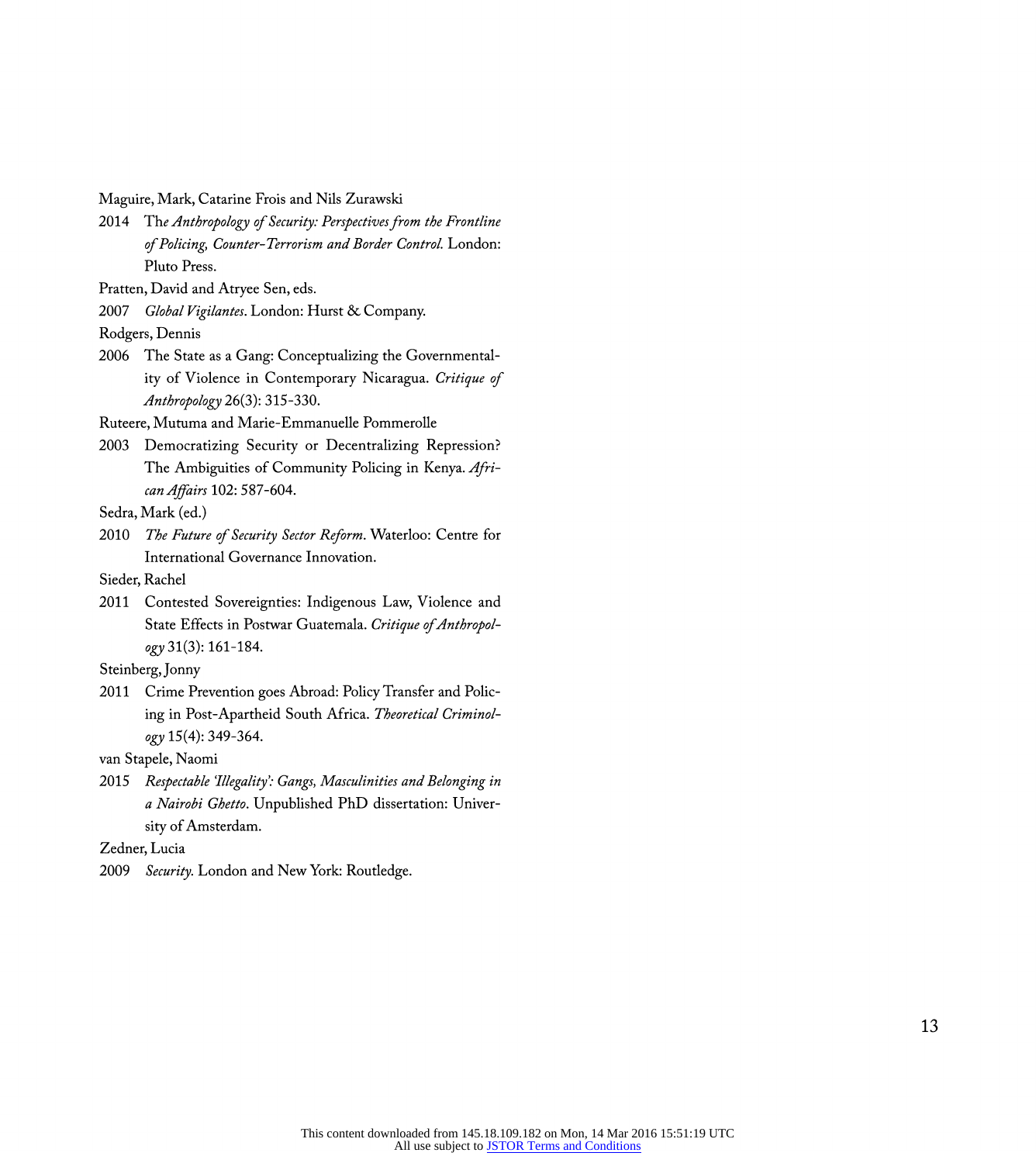Maguire, Mark, Catarine Frois and Nils Zurawski

2014 Th*e Anthropology of Security: Perspectives from the Frontline of Policing, Counter-Terrorism and Border Control.* London: Pluto Press.

Pratten, David and Atryee Sen, eds.

2007 *Global Vigilantes*. London: Hurst & Company.

Rodgers, Dennis

2006 The State as a Gang: Conceptualizing the Governmentality of Violence in Contemporary Nicaragua. *Critique of Anthropology* 26(3): 315-330.

Ruteere, Mutuma and Marie-Emmanuelle Pommerolle

2003 Democratizing Security or Decentralizing Repression? The Ambiguities of Community Policing in Kenya. *African Affairs* 102: 587-604.

Sedra, Mark (ed.)

2010 *The Future of Security Sector Reform*. Waterloo: Centre for International Governance Innovation.

Sieder, Rachel

2011 Contested Sovereignties: Indigenous Law, Violence and State Effects in Postwar Guatemala. *Critique of Anthropology* 31(3): 161-184.

Steinberg, Jonny

2011 Crime Prevention goes Abroad: Policy Transfer and Policing in Post-Apartheid South Africa. *Theoretical Criminology* 15(4): 349-364.

van Stapele, Naomi

2015 *Respectable 'Illegality': Gangs, Masculinities and Belonging in a Nairobi Ghetto*. Unpublished PhD dissertation: University of Amsterdam.

Zedner, Lucia

2009 *Security.* London and New York: Routledge.